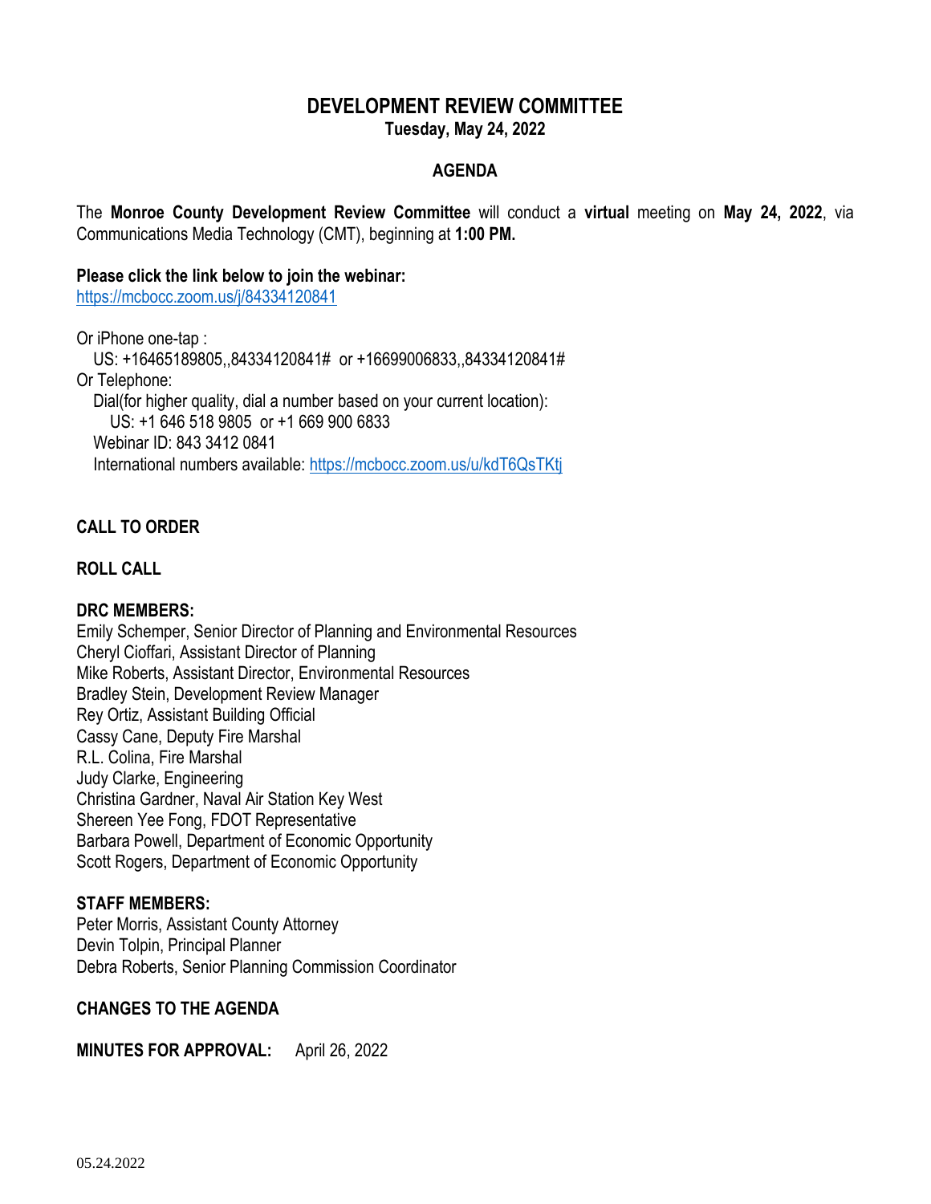# DEVELOPMENT REVIEW COMMITTEE

**Tuesday, May 24, 2022**

## AGENDA

The **Monroe County Development Review Committee** will conduct a **virtual** meeting on **May 24, 2022**, via Communications Media Technology (CMT), beginning at **1:00 PM.**

**Please click the link below to join the webinar:**
https://mcbocc.zoom.us/j/84334120841

Or iPhone one-tap :
US: +16465189805,,84334120841# or +16699006833,,84334120841#
Or Telephone:
Dial(for higher quality, dial a number based on your current location):
US: +1 646 518 9805 or +1 669 900 6833
Webinar ID: 843 3412 0841
International numbers available: https://mcbocc.zoom.us/u/kdT6QsTKtj

**CALL TO ORDER**

**ROLL CALL**

**DRC MEMBERS:**
Emily Schemper, Senior Director of Planning and Environmental Resources
Cheryl Cioffari, Assistant Director of Planning
Mike Roberts, Assistant Director, Environmental Resources
Bradley Stein, Development Review Manager
Rey Ortiz, Assistant Building Official
Cassy Cane, Deputy Fire Marshal
R.L. Colina, Fire Marshal
Judy Clarke, Engineering
Christina Gardner, Naval Air Station Key West
Shereen Yee Fong, FDOT Representative
Barbara Powell, Department of Economic Opportunity
Scott Rogers, Department of Economic Opportunity

**STAFF MEMBERS:**
Peter Morris, Assistant County Attorney
Devin Tolpin, Principal Planner
Debra Roberts, Senior Planning Commission Coordinator

**CHANGES TO THE AGENDA**

**MINUTES FOR APPROVAL:** April 26, 2022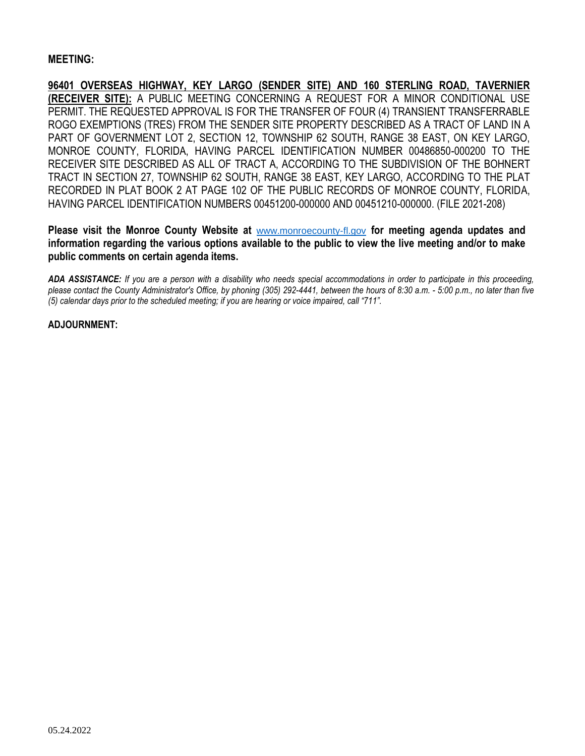**MEETING:**

**96401 OVERSEAS HIGHWAY, KEY LARGO (SENDER SITE) AND 160 STERLING ROAD, TAVERNIER (RECEIVER SITE):** A PUBLIC MEETING CONCERNING A REQUEST FOR A MINOR CONDITIONAL USE PERMIT. THE REQUESTED APPROVAL IS FOR THE TRANSFER OF FOUR (4) TRANSIENT TRANSFERRABLE ROGO EXEMPTIONS (TRES) FROM THE SENDER SITE PROPERTY DESCRIBED AS A TRACT OF LAND IN A PART OF GOVERNMENT LOT 2, SECTION 12, TOWNSHIP 62 SOUTH, RANGE 38 EAST, ON KEY LARGO, MONROE COUNTY, FLORIDA, HAVING PARCEL IDENTIFICATION NUMBER 00486850-000200 TO THE RECEIVER SITE DESCRIBED AS ALL OF TRACT A, ACCORDING TO THE SUBDIVISION OF THE BOHNERT TRACT IN SECTION 27, TOWNSHIP 62 SOUTH, RANGE 38 EAST, KEY LARGO, ACCORDING TO THE PLAT RECORDED IN PLAT BOOK 2 AT PAGE 102 OF THE PUBLIC RECORDS OF MONROE COUNTY, FLORIDA, HAVING PARCEL IDENTIFICATION NUMBERS 00451200-000000 AND 00451210-000000. (FILE 2021-208)

**Please visit the Monroe County Website at** www.monroecounty-fl.gov **for meeting agenda updates and information regarding the various options available to the public to view the live meeting and/or to make public comments on certain agenda items.**

***ADA ASSISTANCE:*** *If you are a person with a disability who needs special accommodations in order to participate in this proceeding, please contact the County Administrator's Office, by phoning (305) 292-4441, between the hours of 8:30 a.m. - 5:00 p.m., no later than five (5) calendar days prior to the scheduled meeting; if you are hearing or voice impaired, call "711".*

**ADJOURNMENT:**

05.24.2022